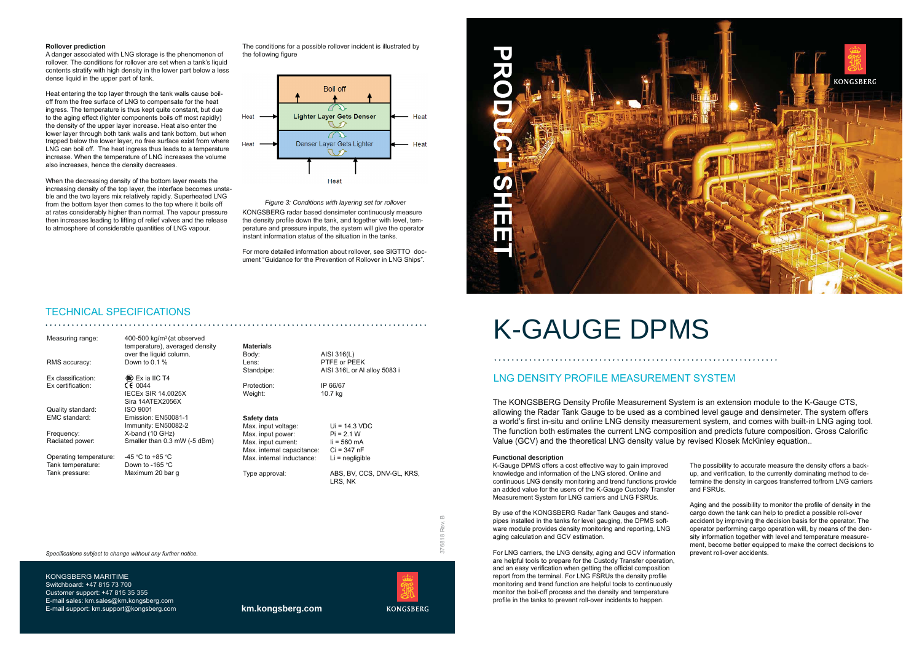# K-GAUGE DPMS

## LNG DENSITY PROFILE MEASUREMENT SYSTEM

The KONGSBERG Density Profile Measurement System is an extension module to the K-Gauge CTS, allowing the Radar Tank Gauge to be used as a combined level gauge and densimeter. The system offers a world's first in-situ and online LNG density measurement system, and comes with built-in LNG aging tool. The function both estimates the current LNG composition and predicts future composition. Gross Calorific Value (GCV) and the theoretical LNG density value by revised Klosek McKinley equation..

**Functional description**

K-Gauge DPMS offers a cost effective way to gain improved knowledge and information of the LNG stored. Online and continuous LNG density monitoring and trend functions provide an added value for the users of the K-Gauge Custody Transfer Measurement System for LNG carriers and LNG FSRUs.

By use of the KONGSBERG Radar Tank Gauges and standpipes installed in the tanks for level gauging, the DPMS software module provides density monitoring and reporting, LNG aging calculation and GCV estimation.

For LNG carriers, the LNG density, aging and GCV information are helpful tools to prepare for the Custody Transfer operation, and an easy verification when getting the official composition report from the terminal. For LNG FSRUs the density profile monitoring and trend function are helpful tools to continuously monitor the boil-off process and the density and temperature profile in the tanks to prevent roll-over incidents to happen.

The possibility to accurate measure the density offers a backup, and verification, to the currently dominating method to determine the density in cargoes transferred to/from LNG carriers and FSRUs.

Aging and the possibility to monitor the profile of density in the cargo down the tank can help to predict a possible roll-over accident by improving the decision basis for the operator. The operator performing cargo operation will, by means of the density information together with level and temperature measurement, become better equipped to make the correct decisions to prevent roll-over accidents.

**Rollover prediction**

A danger associated with LNG storage is the phenomenon of rollover. The conditions for rollover are set when a tank's liquid contents stratify with high density in the lower part below a less dense liquid in the upper part of tank.

Heat entering the top layer through the tank walls cause boil-off from the free surface of LNG to compensate for the heat ingress. The temperature is thus kept quite constant, but due to the aging effect (lighter components boils off most rapidly) the density of the upper layer increase. Heat also enter the lower layer through both tank walls and tank bottom, but when trapped below the lower layer, no free surface exist from where LNG can boil off. The heat ingress thus leads to a temperature increase. When the temperature of LNG increases the volume also increases, hence the density decreases.

When the decreasing density of the bottom layer meets the increasing density of the top layer, the interface becomes unstable and the two layers mix relatively rapidly. Superheated LNG from the bottom layer then comes to the top where it boils off at rates considerably higher than normal. The vapour pressure then increases leading to lifting of relief valves and the release to atmosphere of considerable quantities of LNG vapour.

The conditions for a possible rollover incident is illustrated by the following figure

Boil off

Heat → Lighter Layer Gets Denser ← Heat

Heat → Denser Layer Gets Lighter ← Heat

Heat

*Figure 3: Conditions with layering set for rollover*

KONGSBERG radar based densimeter continuously measure the density profile down the tank, and together with level, temperature and pressure inputs, the system will give the operator instant information status of the situation in the tanks.

For more detailed information about rollover, see SIGTTO document "Guidance for the Prevention of Rollover in LNG Ships".

## TECHNICAL SPECIFICATIONS

| | |
|---|---|
| Measuring range: | 400-500 kg/m³ (at observed temperature), averaged density over the liquid column. |
| RMS accuracy: | Down to 0.1 % |
| Ex classification: | Ex ia IIC T4 |
| Ex certification: | CE 0044 IECEx SIR 14.0025X Sira 14ATEX2056X |
| Quality standard: | ISO 9001 |
| EMC standard: | Emission: EN50081-1 Immunity: EN50082-2 |
| Frequency: | X-band (10 GHz) |
| Radiated power: | Smaller than 0.3 mW (-5 dBm) |
| Operating temperature: | -45 °C to +85 °C |
| Tank temperature: | Down to -165 °C |
| Tank pressure: | Maximum 20 bar g |

**Materials**

| | |
|---|---|
| Body: | AISI 316(L) |
| Lens: | PTFE or PEEK |
| Standpipe: | AISI 316L or Al alloy 5083 i |
| Protection: | IP 66/67 |
| Weight: | 10.7 kg |

**Safety data**

| | |
|---|---|
| Max. input voltage: | Ui = 14.3 VDC |
| Max. input power: | Pi = 2.1 W |
| Max. input current: | Ii = 560 mA |
| Max. internal capacitance: | Ci = 347 nF |
| Max. internal inductance: | Li = negligible |
| Type approval: | ABS, BV, CCS, DNV-GL, KRS, LRS, NK |

*Specifications subject to change without any further notice.*

376818 Rev. B

KONGSBERG MARITIME
Switchboard: +47 815 73 700
Customer support: +47 815 35 355
E-mail sales: km.sales@km.kongsberg.com
E-mail support: km.support@kongsberg.com

**km.kongsberg.com**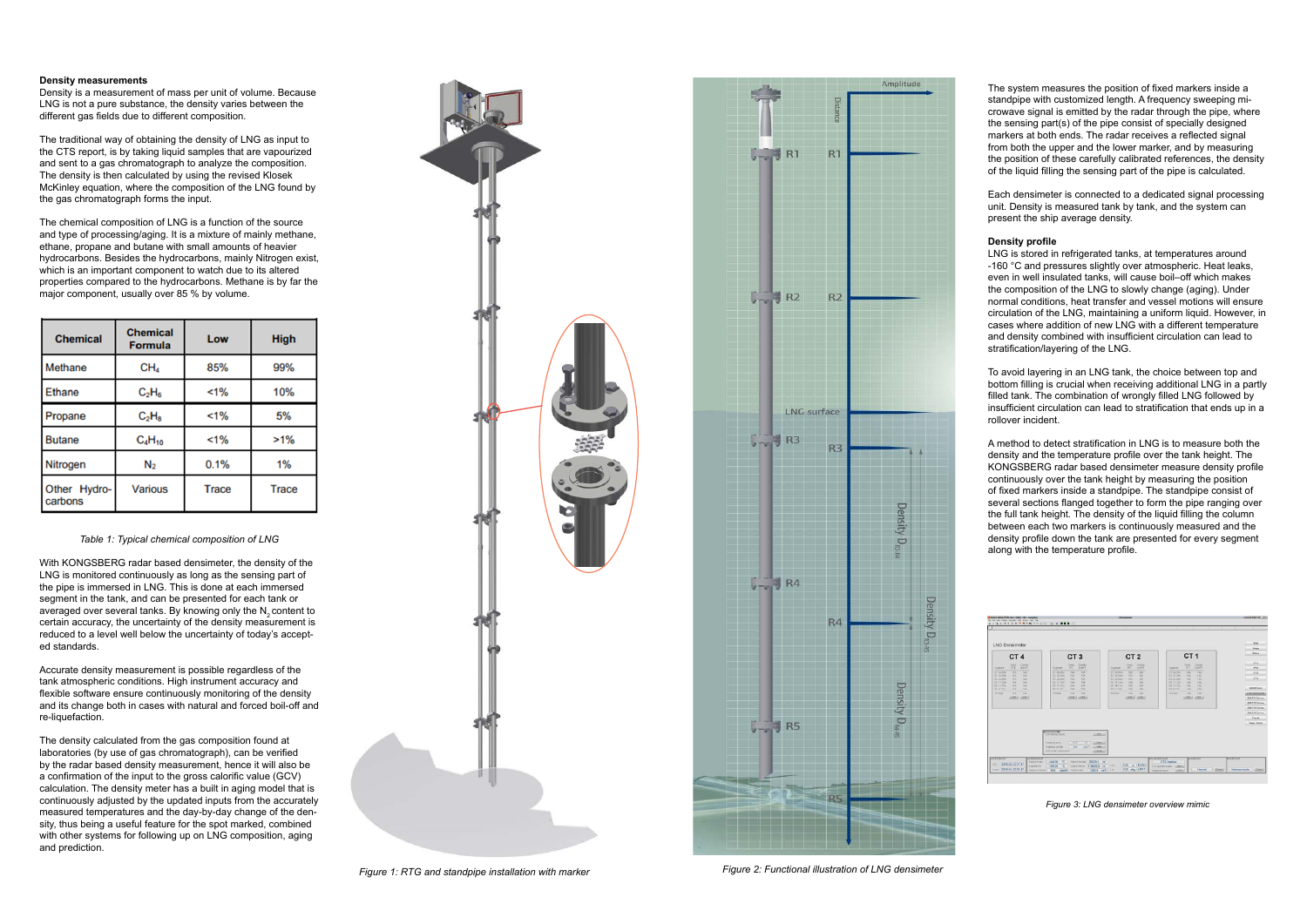## Density measurements

Density is a measurement of mass per unit of volume. Because LNG is not a pure substance, the density varies between the different gas fields due to different composition.

The traditional way of obtaining the density of LNG as input to the CTS report, is by taking liquid samples that are vapourized and sent to a gas chromatograph to analyze the composition. The density is then calculated by using the revised Klosek McKinley equation, where the composition of the LNG found by the gas chromatograph forms the input.

The chemical composition of LNG is a function of the source and type of processing/aging. It is a mixture of mainly methane, ethane, propane and butane with small amounts of heavier hydrocarbons. Besides the hydrocarbons, mainly Nitrogen exist, which is an important component to watch due to its altered properties compared to the hydrocarbons. Methane is by far the major component, usually over 85 % by volume.

| Chemical | Chemical Formula | Low | High |
|---|---|---|---|
| Methane | $CH_4$ | 85% | 99% |
| Ethane | $C_2H_6$ | <1% | 10% |
| Propane | $C_2H_8$ | <1% | 5% |
| Butane | $C_4H_{10}$ | <1% | >1% |
| Nitrogen | $N_2$ | 0.1% | 1% |
| Other Hydro-carbons | Various | Trace | Trace |

*Table 1: Typical chemical composition of LNG*

With KONGSBERG radar based densimeter, the density of the LNG is monitored continuously as long as the sensing part of the pipe is immersed in LNG. This is done at each immersed segment in the tank, and can be presented for each tank or averaged over several tanks. By knowing only the $N_2$ content to certain accuracy, the uncertainty of the density measurement is reduced to a level well below the uncertainty of today's accepted standards.

Accurate density measurement is possible regardless of the tank atmospheric conditions. High instrument accuracy and flexible software ensure continuous monitoring of the density and its change both in cases with natural and forced boil-off and re-liquefaction.

The density calculated from the gas composition found at laboratories (by use of gas chromatograph), can be verified by the radar based density measurement, hence it will also be a confirmation of the input to the gross calorific value (GCV) calculation. The density meter has a built in aging model that is continuously adjusted by the updated inputs from the accurately measured temperatures and the day-by-day change of the density, thus being a useful feature for the spot marked, combined with other systems for following up on LNG composition, aging and prediction.

*Figure 1: RTG and standpipe installation with marker*

Amplitude

Distance

R1

R2

LNG surface

R3

R4

R5

Density $D_{R3\text{-}R4}$

Density $D_{R3\text{-}R5}$

Density $D_{R4\text{-}R5}$

*Figure 2: Functional illustration of LNG densimeter*

The system measures the position of fixed markers inside a standpipe with customized length. A frequency sweeping microwave signal is emitted by the radar through the pipe, where the sensing part(s) of the pipe consist of specially designed markers at both ends. The radar receives a reflected signal from both the upper and the lower marker, and by measuring the position of these carefully calibrated references, the density of the liquid filling the sensing part of the pipe is calculated.

Each densimeter is connected to a dedicated signal processing unit. Density is measured tank by tank, and the system can present the ship average density.

## Density profile

LNG is stored in refrigerated tanks, at temperatures around -160 °C and pressures slightly over atmospheric. Heat leaks, even in well insulated tanks, will cause boil–off which makes the composition of the LNG to slowly change (aging). Under normal conditions, heat transfer and vessel motions will ensure circulation of the LNG, maintaining a uniform liquid. However, in cases where addition of new LNG with a different temperature and density combined with insufficient circulation can lead to stratification/layering of the LNG.

To avoid layering in an LNG tank, the choice between top and bottom filling is crucial when receiving additional LNG in a partly filled tank. The combination of wrongly filled LNG followed by insufficient circulation can lead to stratification that ends up in a rollover incident.

A method to detect stratification in LNG is to measure both the density and the temperature profile over the tank height. The KONGSBERG radar based densimeter measure density profile continuously over the tank height by measuring the position of fixed markers inside a standpipe. The standpipe consist of several sections flanged together to form the pipe ranging over the full tank height. The density of the liquid filling the column between each two markers is continuously measured and the density profile down the tank are presented for every segment along with the temperature profile.

*Figure 3: LNG densimeter overview mimic*